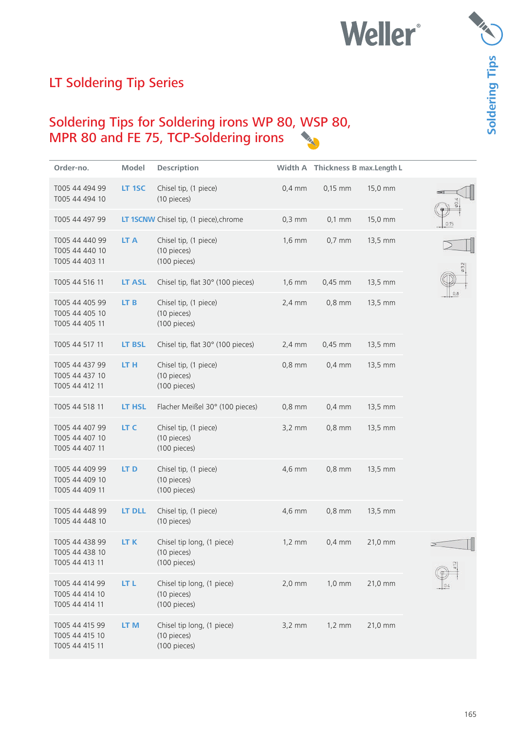# LT Soldering Tip Series

## Soldering Tips for Soldering irons WP 80, WSP 80, MPR 80 and FE 75, TCP-Soldering irons

| Order-no. | Model | Description | Width A | Thickness B | max.Length L |
|---|---|---|---|---|---|
| T005 44 494 99<br>T005 44 494 10 | LT 1SC | Chisel tip, (1 piece)<br>(10 pieces) | 0,4 mm | 0,15 mm | 15,0 mm |
| T005 44 497 99 | LT 1SCNW | Chisel tip, (1 piece),chrome | 0,3 mm | 0,1 mm | 15,0 mm |
| T005 44 440 99<br>T005 44 440 10<br>T005 44 403 11 | LT A | Chisel tip, (1 piece)<br>(10 pieces)<br>(100 pieces) | 1,6 mm | 0,7 mm | 13,5 mm |
| T005 44 516 11 | LT ASL | Chisel tip, flat 30° (100 pieces) | 1,6 mm | 0,45 mm | 13,5 mm |
| T005 44 405 99<br>T005 44 405 10<br>T005 44 405 11 | LT B | Chisel tip, (1 piece)<br>(10 pieces)<br>(100 pieces) | 2,4 mm | 0,8 mm | 13,5 mm |
| T005 44 517 11 | LT BSL | Chisel tip, flat 30° (100 pieces) | 2,4 mm | 0,45 mm | 13,5 mm |
| T005 44 437 99<br>T005 44 437 10<br>T005 44 412 11 | LT H | Chisel tip, (1 piece)<br>(10 pieces)<br>(100 pieces) | 0,8 mm | 0,4 mm | 13,5 mm |
| T005 44 518 11 | LT HSL | Flacher Meißel 30° (100 pieces) | 0,8 mm | 0,4 mm | 13,5 mm |
| T005 44 407 99<br>T005 44 407 10<br>T005 44 407 11 | LT C | Chisel tip, (1 piece)<br>(10 pieces)<br>(100 pieces) | 3,2 mm | 0,8 mm | 13,5 mm |
| T005 44 409 99<br>T005 44 409 10<br>T005 44 409 11 | LT D | Chisel tip, (1 piece)<br>(10 pieces)<br>(100 pieces) | 4,6 mm | 0,8 mm | 13,5 mm |
| T005 44 448 99<br>T005 44 448 10 | LT DLL | Chisel tip, (1 piece)<br>(10 pieces) | 4,6 mm | 0,8 mm | 13,5 mm |
| T005 44 438 99<br>T005 44 438 10<br>T005 44 413 11 | LT K | Chisel tip long, (1 piece)<br>(10 pieces)<br>(100 pieces) | 1,2 mm | 0,4 mm | 21,0 mm |
| T005 44 414 99<br>T005 44 414 10<br>T005 44 414 11 | LT L | Chisel tip long, (1 piece)<br>(10 pieces)<br>(100 pieces) | 2,0 mm | 1,0 mm | 21,0 mm |
| T005 44 415 99<br>T005 44 415 10<br>T005 44 415 11 | LT M | Chisel tip long, (1 piece)<br>(10 pieces)<br>(100 pieces) | 3,2 mm | 1,2 mm | 21,0 mm |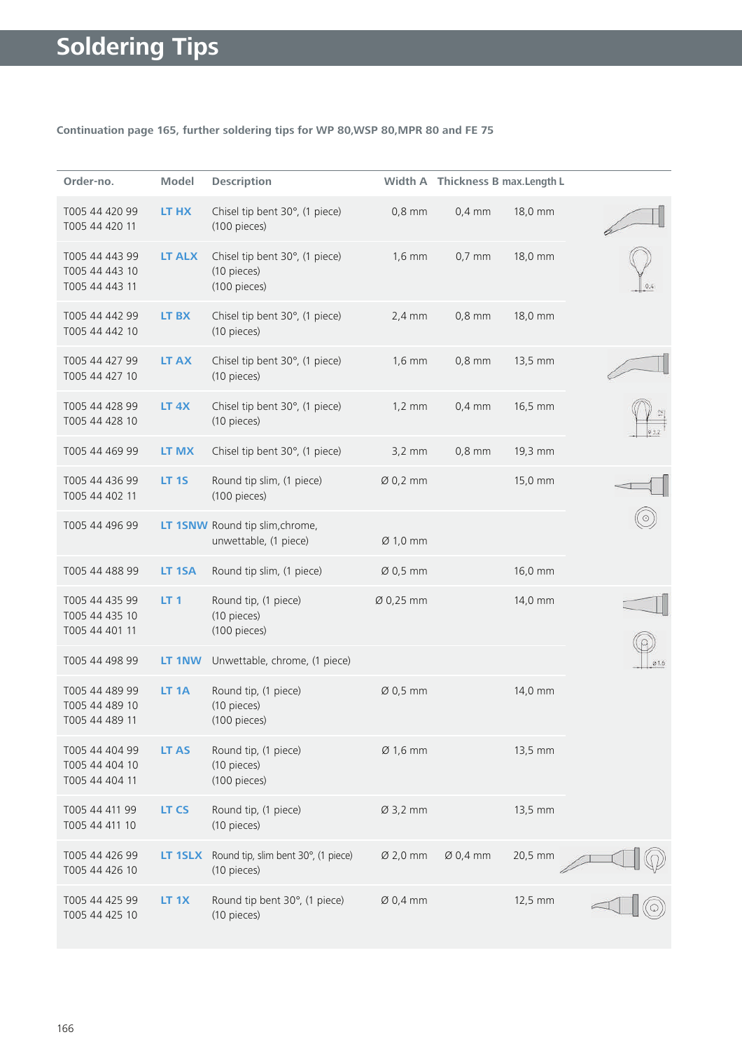# Soldering Tips

Continuation page 165, further soldering tips for WP 80,WSP 80,MPR 80 and FE 75

| Order-no. | Model | Description | Width A | Thickness B | max.Length L |
|---|---|---|---|---|---|
| T005 44 420 99<br>T005 44 420 11 | LT HX | Chisel tip bent 30°, (1 piece)<br>(100 pieces) | 0,8 mm | 0,4 mm | 18,0 mm |
| T005 44 443 99<br>T005 44 443 10<br>T005 44 443 11 | LT ALX | Chisel tip bent 30°, (1 piece)<br>(10 pieces)<br>(100 pieces) | 1,6 mm | 0,7 mm | 18,0 mm |
| T005 44 442 99<br>T005 44 442 10 | LT BX | Chisel tip bent 30°, (1 piece)<br>(10 pieces) | 2,4 mm | 0,8 mm | 18,0 mm |
| T005 44 427 99<br>T005 44 427 10 | LT AX | Chisel tip bent 30°, (1 piece)<br>(10 pieces) | 1,6 mm | 0,8 mm | 13,5 mm |
| T005 44 428 99<br>T005 44 428 10 | LT 4X | Chisel tip bent 30°, (1 piece)<br>(10 pieces) | 1,2 mm | 0,4 mm | 16,5 mm |
| T005 44 469 99 | LT MX | Chisel tip bent 30°, (1 piece) | 3,2 mm | 0,8 mm | 19,3 mm |
| T005 44 436 99<br>T005 44 402 11 | LT 1S | Round tip slim, (1 piece)<br>(100 pieces) | Ø 0,2 mm | | 15,0 mm |
| T005 44 496 99 | LT 1SNW | Round tip slim,chrome, unwettable, (1 piece) | Ø 1,0 mm | | |
| T005 44 488 99 | LT 1SA | Round tip slim, (1 piece) | Ø 0,5 mm | | 16,0 mm |
| T005 44 435 99<br>T005 44 435 10<br>T005 44 401 11 | LT 1 | Round tip, (1 piece)<br>(10 pieces)<br>(100 pieces) | Ø 0,25 mm | | 14,0 mm |
| T005 44 498 99 | LT 1NW | Unwettable, chrome, (1 piece) | | | |
| T005 44 489 99<br>T005 44 489 10<br>T005 44 489 11 | LT 1A | Round tip, (1 piece)<br>(10 pieces)<br>(100 pieces) | Ø 0,5 mm | | 14,0 mm |
| T005 44 404 99<br>T005 44 404 10<br>T005 44 404 11 | LT AS | Round tip, (1 piece)<br>(10 pieces)<br>(100 pieces) | Ø 1,6 mm | | 13,5 mm |
| T005 44 411 99<br>T005 44 411 10 | LT CS | Round tip, (1 piece)<br>(10 pieces) | Ø 3,2 mm | | 13,5 mm |
| T005 44 426 99<br>T005 44 426 10 | LT 1SLX | Round tip, slim bent 30°, (1 piece)<br>(10 pieces) | Ø 2,0 mm | Ø 0,4 mm | 20,5 mm |
| T005 44 425 99<br>T005 44 425 10 | LT 1X | Round tip bent 30°, (1 piece)<br>(10 pieces) | Ø 0,4 mm | | 12,5 mm |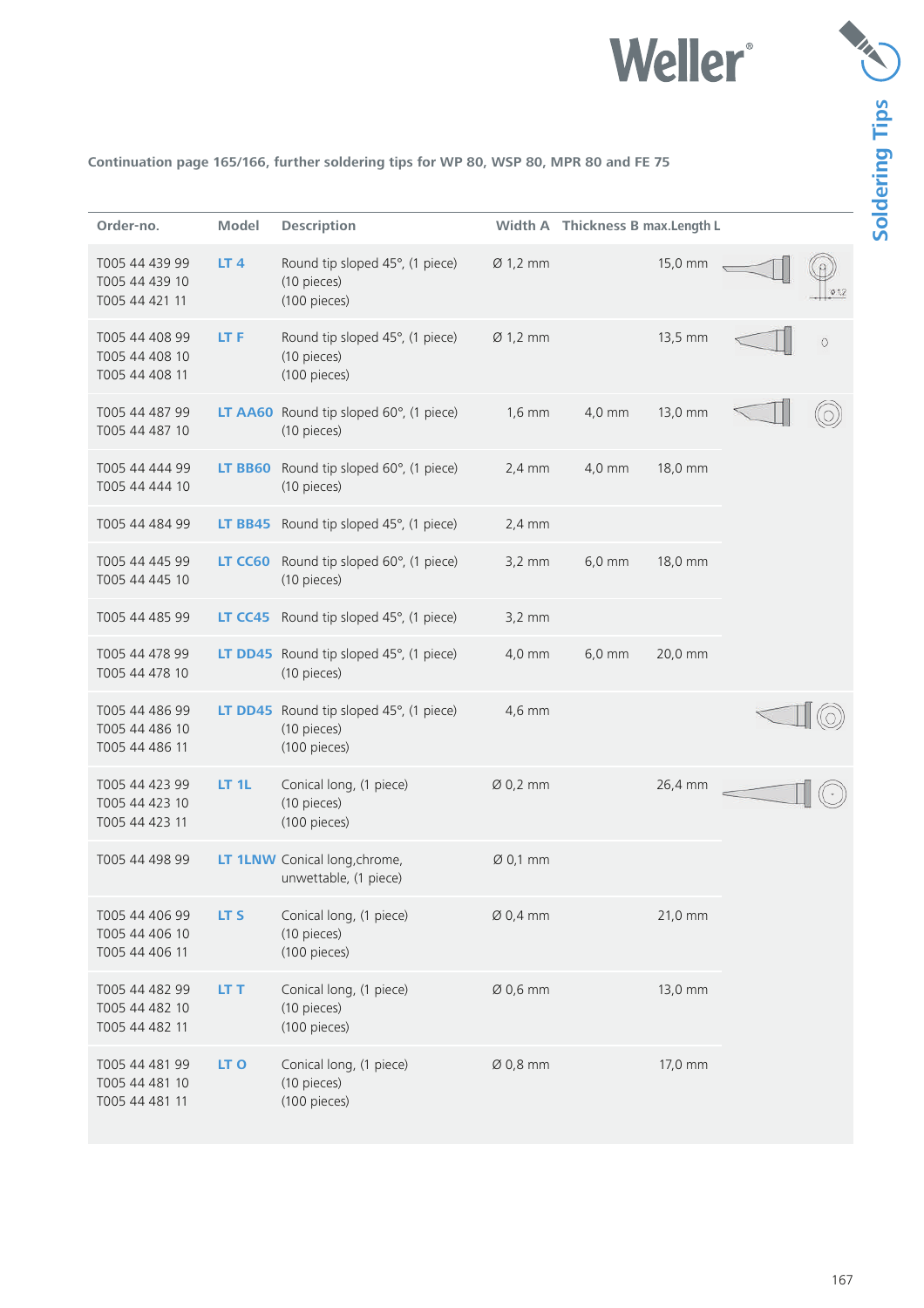Continuation page 165/166, further soldering tips for WP 80, WSP 80, MPR 80 and FE 75

| Order-no. | Model | Description | Width A | Thickness B | max.Length L |
|---|---|---|---|---|---|
| T005 44 439 99<br>T005 44 439 10<br>T005 44 421 11 | LT 4 | Round tip sloped 45°, (1 piece)<br>(10 pieces)<br>(100 pieces) | Ø 1,2 mm | | 15,0 mm |
| T005 44 408 99<br>T005 44 408 10<br>T005 44 408 11 | LT F | Round tip sloped 45°, (1 piece)<br>(10 pieces)<br>(100 pieces) | Ø 1,2 mm | | 13,5 mm |
| T005 44 487 99<br>T005 44 487 10 | LT AA60 | Round tip sloped 60°, (1 piece)<br>(10 pieces) | 1,6 mm | 4,0 mm | 13,0 mm |
| T005 44 444 99<br>T005 44 444 10 | LT BB60 | Round tip sloped 60°, (1 piece)<br>(10 pieces) | 2,4 mm | 4,0 mm | 18,0 mm |
| T005 44 484 99 | LT BB45 | Round tip sloped 45°, (1 piece) | 2,4 mm | | |
| T005 44 445 99<br>T005 44 445 10 | LT CC60 | Round tip sloped 60°, (1 piece)<br>(10 pieces) | 3,2 mm | 6,0 mm | 18,0 mm |
| T005 44 485 99 | LT CC45 | Round tip sloped 45°, (1 piece) | 3,2 mm | | |
| T005 44 478 99<br>T005 44 478 10 | LT DD45 | Round tip sloped 45°, (1 piece)<br>(10 pieces) | 4,0 mm | 6,0 mm | 20,0 mm |
| T005 44 486 99<br>T005 44 486 10<br>T005 44 486 11 | LT DD45 | Round tip sloped 45°, (1 piece)<br>(10 pieces)<br>(100 pieces) | 4,6 mm | | |
| T005 44 423 99<br>T005 44 423 10<br>T005 44 423 11 | LT 1L | Conical long, (1 piece)<br>(10 pieces)<br>(100 pieces) | Ø 0,2 mm | | 26,4 mm |
| T005 44 498 99 | LT 1LNW | Conical long,chrome, unwettable, (1 piece) | Ø 0,1 mm | | |
| T005 44 406 99<br>T005 44 406 10<br>T005 44 406 11 | LT S | Conical long, (1 piece)<br>(10 pieces)<br>(100 pieces) | Ø 0,4 mm | | 21,0 mm |
| T005 44 482 99<br>T005 44 482 10<br>T005 44 482 11 | LT T | Conical long, (1 piece)<br>(10 pieces)<br>(100 pieces) | Ø 0,6 mm | | 13,0 mm |
| T005 44 481 99<br>T005 44 481 10<br>T005 44 481 11 | LT O | Conical long, (1 piece)<br>(10 pieces)<br>(100 pieces) | Ø 0,8 mm | | 17,0 mm |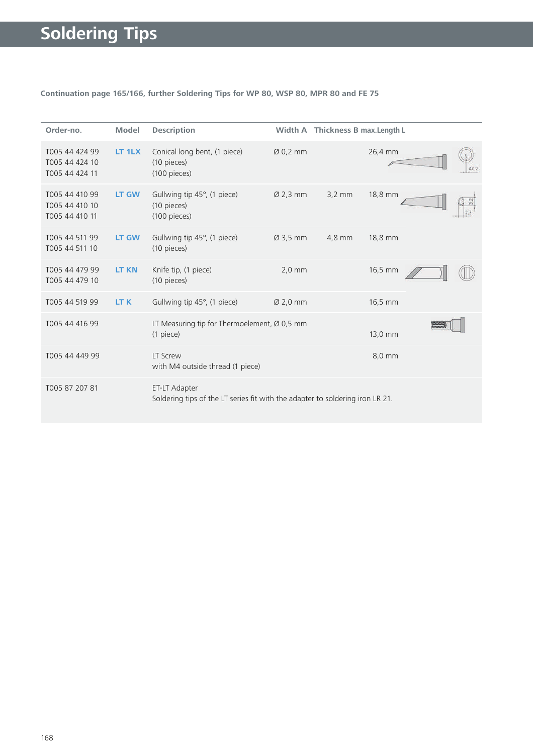# Soldering Tips

Continuation page 165/166, further Soldering Tips for WP 80, WSP 80, MPR 80 and FE 75

| Order-no. | Model | Description | Width A | Thickness B | max.Length L |
|---|---|---|---|---|---|
| T005 44 424 99<br>T005 44 424 10<br>T005 44 424 11 | LT 1LX | Conical long bent, (1 piece)<br>(10 pieces)<br>(100 pieces) | Ø 0,2 mm | | 26,4 mm |
| T005 44 410 99<br>T005 44 410 10<br>T005 44 410 11 | LT GW | Gullwing tip 45°, (1 piece)<br>(10 pieces)<br>(100 pieces) | Ø 2,3 mm | 3,2 mm | 18,8 mm |
| T005 44 511 99<br>T005 44 511 10 | LT GW | Gullwing tip 45°, (1 piece)<br>(10 pieces) | Ø 3,5 mm | 4,8 mm | 18,8 mm |
| T005 44 479 99<br>T005 44 479 10 | LT KN | Knife tip, (1 piece)<br>(10 pieces) | 2,0 mm | | 16,5 mm |
| T005 44 519 99 | LT K | Gullwing tip 45°, (1 piece) | Ø 2,0 mm | | 16,5 mm |
| T005 44 416 99 | | LT Measuring tip for Thermoelement, Ø 0,5 mm<br>(1 piece) | | | 13,0 mm |
| T005 44 449 99 | | LT Screw<br>with M4 outside thread (1 piece) | | | 8,0 mm |
| T005 87 207 81 | | ET-LT Adapter<br>Soldering tips of the LT series fit with the adapter to soldering iron LR 21. | | | |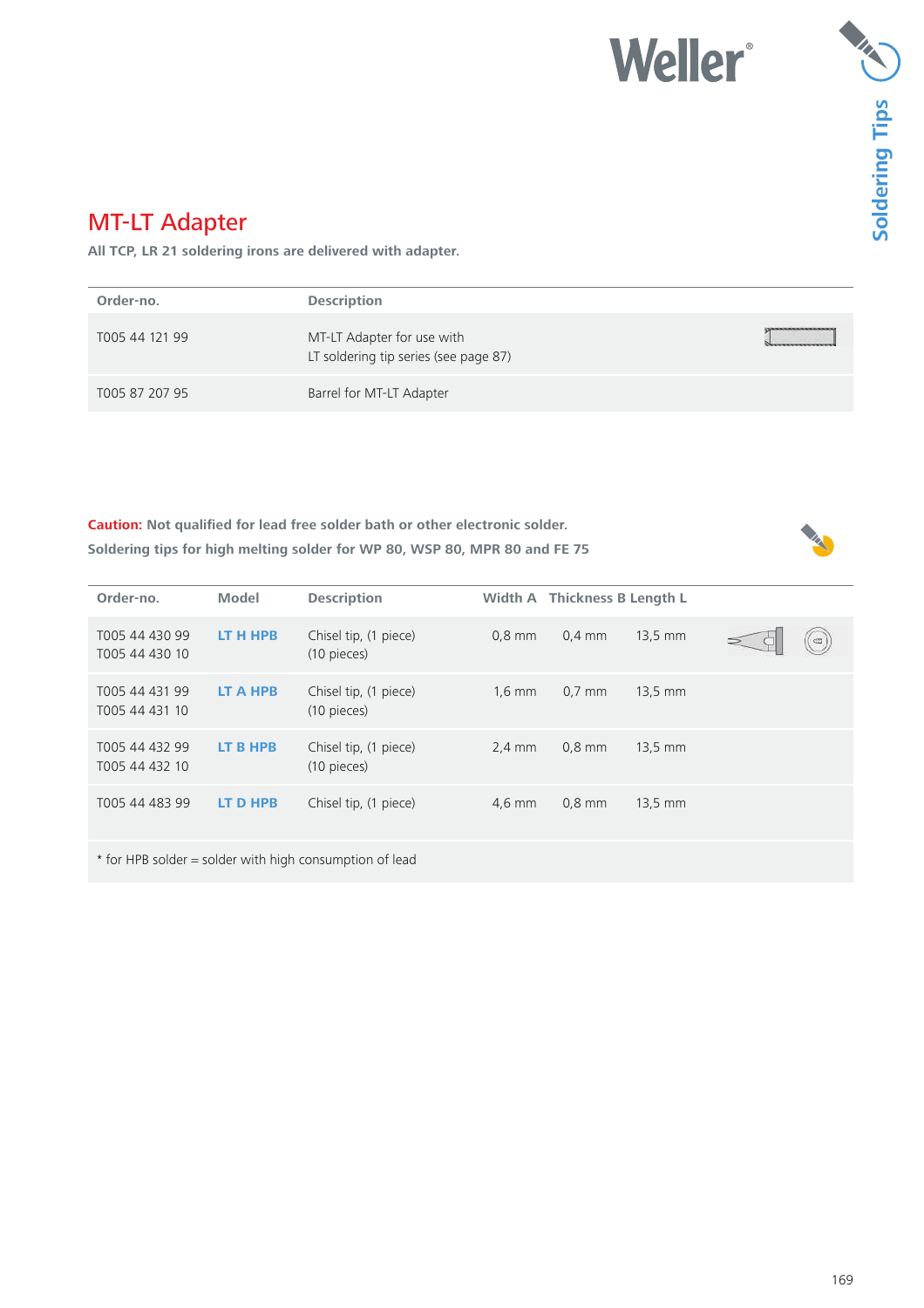## MT-LT Adapter

**All TCP, LR 21 soldering irons are delivered with adapter.**

| Order-no. | Description |
|---|---|
| T005 44 121 99 | MT-LT Adapter for use with LT soldering tip series (see page 87) |
| T005 87 207 95 | Barrel for MT-LT Adapter |

**Caution: Not qualified for lead free solder bath or other electronic solder.**
**Soldering tips for high melting solder for WP 80, WSP 80, MPR 80 and FE 75**

| Order-no. | Model | Description | Width A | Thickness B | Length L |
|---|---|---|---|---|---|
| T005 44 430 99<br>T005 44 430 10 | LT H HPB | Chisel tip, (1 piece)<br>(10 pieces) | 0,8 mm | 0,4 mm | 13,5 mm |
| T005 44 431 99<br>T005 44 431 10 | LT A HPB | Chisel tip, (1 piece)<br>(10 pieces) | 1,6 mm | 0,7 mm | 13,5 mm |
| T005 44 432 99<br>T005 44 432 10 | LT B HPB | Chisel tip, (1 piece)<br>(10 pieces) | 2,4 mm | 0,8 mm | 13,5 mm |
| T005 44 483 99 | LT D HPB | Chisel tip, (1 piece) | 4,6 mm | 0,8 mm | 13,5 mm |

* for HPB solder = solder with high consumption of lead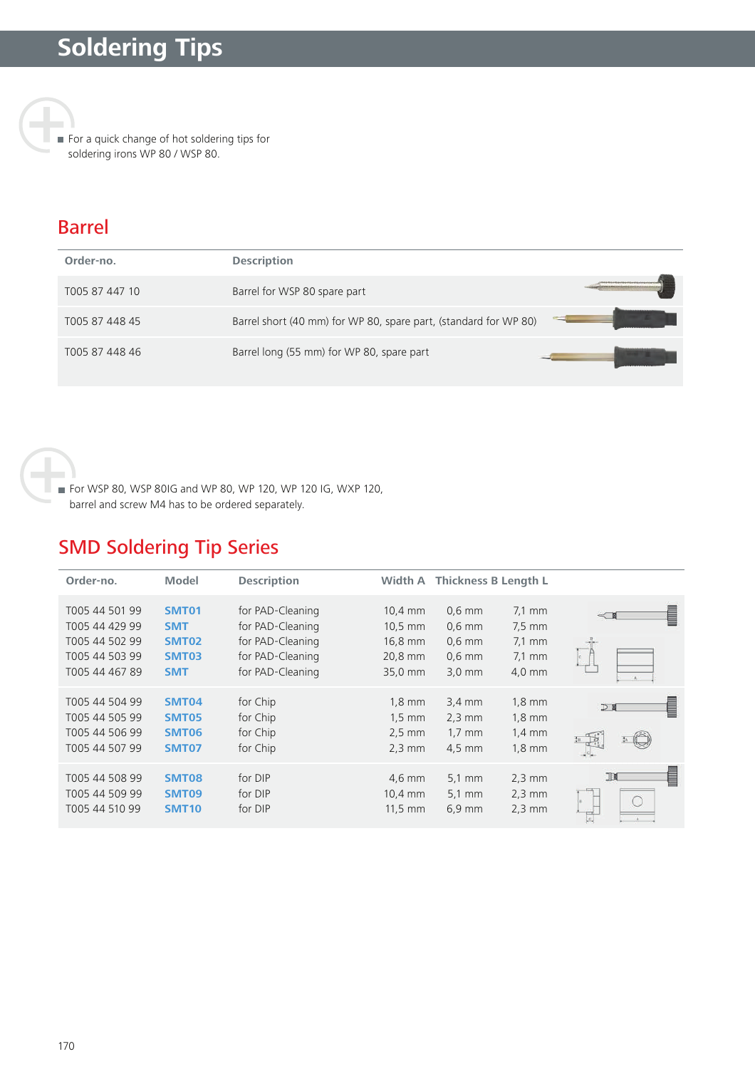# Soldering Tips

- For a quick change of hot soldering tips for soldering irons WP 80 / WSP 80.

## Barrel

| Order-no. | Description |
|---|---|
| T005 87 447 10 | Barrel for WSP 80 spare part |
| T005 87 448 45 | Barrel short (40 mm) for WP 80, spare part, (standard for WP 80) |
| T005 87 448 46 | Barrel long (55 mm) for WP 80, spare part |

- For WSP 80, WSP 80IG and WP 80, WP 120, WP 120 IG, WXP 120, barrel and screw M4 has to be ordered separately.

## SMD Soldering Tip Series

| Order-no. | Model | Description | Width A | Thickness B | Length L |
|---|---|---|---|---|---|
| T005 44 501 99 | SMT01 | for PAD-Cleaning | 10,4 mm | 0,6 mm | 7,1 mm |
| T005 44 429 99 | SMT | for PAD-Cleaning | 10,5 mm | 0,6 mm | 7,5 mm |
| T005 44 502 99 | SMT02 | for PAD-Cleaning | 16,8 mm | 0,6 mm | 7,1 mm |
| T005 44 503 99 | SMT03 | for PAD-Cleaning | 20,8 mm | 0,6 mm | 7,1 mm |
| T005 44 467 89 | SMT | for PAD-Cleaning | 35,0 mm | 3,0 mm | 4,0 mm |
| T005 44 504 99 | SMT04 | for Chip | 1,8 mm | 3,4 mm | 1,8 mm |
| T005 44 505 99 | SMT05 | for Chip | 1,5 mm | 2,3 mm | 1,8 mm |
| T005 44 506 99 | SMT06 | for Chip | 2,5 mm | 1,7 mm | 1,4 mm |
| T005 44 507 99 | SMT07 | for Chip | 2,3 mm | 4,5 mm | 1,8 mm |
| T005 44 508 99 | SMT08 | for DIP | 4,6 mm | 5,1 mm | 2,3 mm |
| T005 44 509 99 | SMT09 | for DIP | 10,4 mm | 5,1 mm | 2,3 mm |
| T005 44 510 99 | SMT10 | for DIP | 11,5 mm | 6,9 mm | 2,3 mm |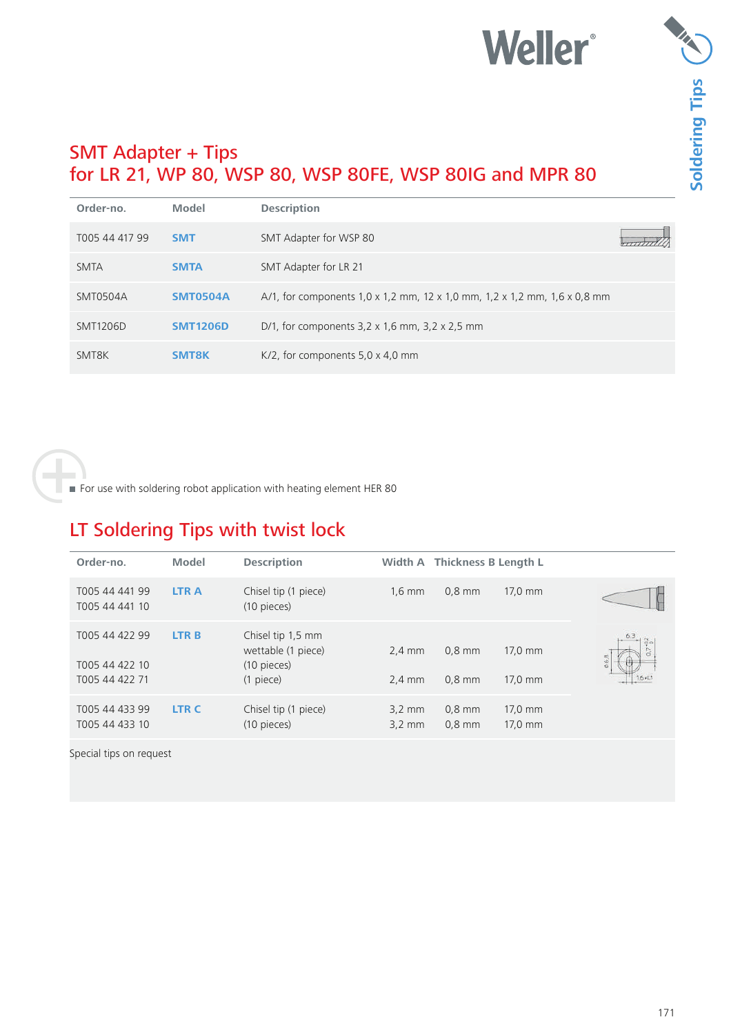# SMT Adapter + Tips
# for LR 21, WP 80, WSP 80, WSP 80FE, WSP 80IG and MPR 80

| Order-no. | Model | Description |
|---|---|---|
| T005 44 417 99 | **SMT** | SMT Adapter for WSP 80 |
| SMTA | **SMTA** | SMT Adapter for LR 21 |
| SMT0504A | **SMT0504A** | A/1, for components 1,0 x 1,2 mm, 12 x 1,0 mm, 1,2 x 1,2 mm, 1,6 x 0,8 mm |
| SMT1206D | **SMT1206D** | D/1, for components 3,2 x 1,6 mm, 3,2 x 2,5 mm |
| SMT8K | **SMT8K** | K/2, for components 5,0 x 4,0 mm |

- For use with soldering robot application with heating element HER 80

# LT Soldering Tips with twist lock

| Order-no. | Model | Description | Width A | Thickness B | Length L |
|---|---|---|---|---|---|
| T005 44 441 99<br>T005 44 441 10 | **LTR A** | Chisel tip (1 piece)<br>(10 pieces) | 1,6 mm | 0,8 mm | 17,0 mm |
| T005 44 422 99 | **LTR B** | Chisel tip 1,5 mm wettable (1 piece) | 2,4 mm | 0,8 mm | 17,0 mm |
| T005 44 422 10<br>T005 44 422 71 | | (10 pieces)<br>(1 piece) | 2,4 mm | 0,8 mm | 17,0 mm |
| T005 44 433 99<br>T005 44 433 10 | **LTR C** | Chisel tip (1 piece)<br>(10 pieces) | 3,2 mm<br>3,2 mm | 0,8 mm<br>0,8 mm | 17,0 mm<br>17,0 mm |

Special tips on request